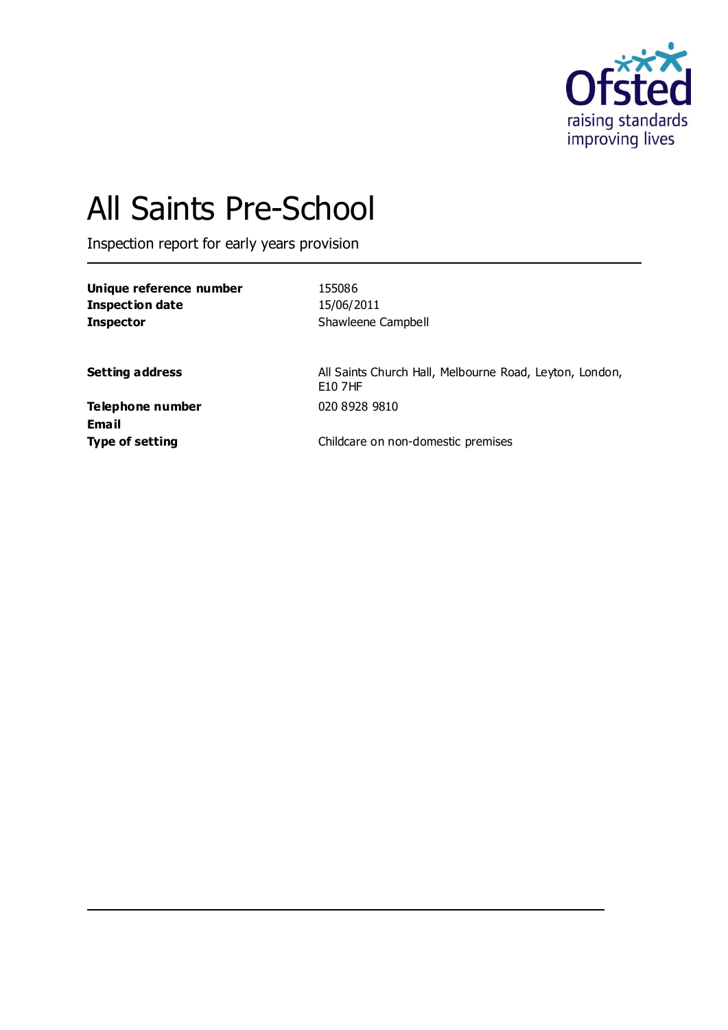# All Saints Pre-School

Inspection report for early years provision

| | |
|---|---|
| **Unique reference number** | 155086 |
| **Inspection date** | 15/06/2011 |
| **Inspector** | Shawleene Campbell |
| | |
| **Setting address** | All Saints Church Hall, Melbourne Road, Leyton, London, E10 7HF |
| **Telephone number** | 020 8928 9810 |
| **Email** | |
| **Type of setting** | Childcare on non-domestic premises |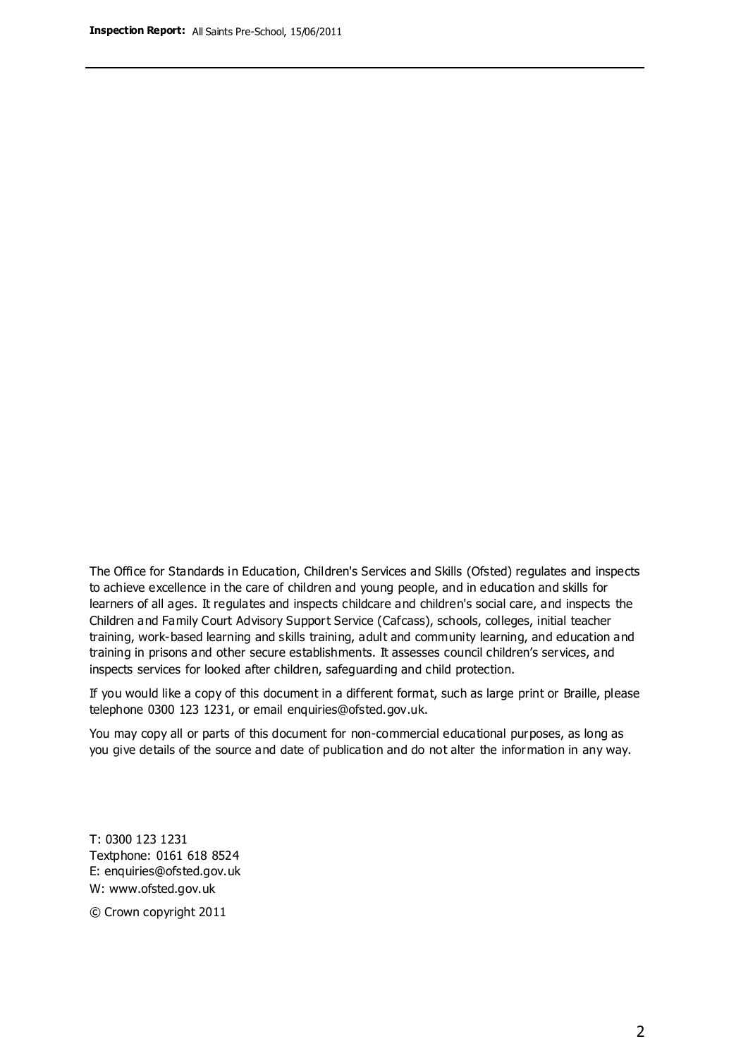The Office for Standards in Education, Children's Services and Skills (Ofsted) regulates and inspects to achieve excellence in the care of children and young people, and in education and skills for learners of all ages. It regulates and inspects childcare and children's social care, and inspects the Children and Family Court Advisory Support Service (Cafcass), schools, colleges, initial teacher training, work-based learning and skills training, adult and community learning, and education and training in prisons and other secure establishments. It assesses council children's services, and inspects services for looked after children, safeguarding and child protection.

If you would like a copy of this document in a different format, such as large print or Braille, please telephone 0300 123 1231, or email enquiries@ofsted.gov.uk.

You may copy all or parts of this document for non-commercial educational purposes, as long as you give details of the source and date of publication and do not alter the information in any way.

T: 0300 123 1231
Textphone: 0161 618 8524
E: enquiries@ofsted.gov.uk
W: www.ofsted.gov.uk

© Crown copyright 2011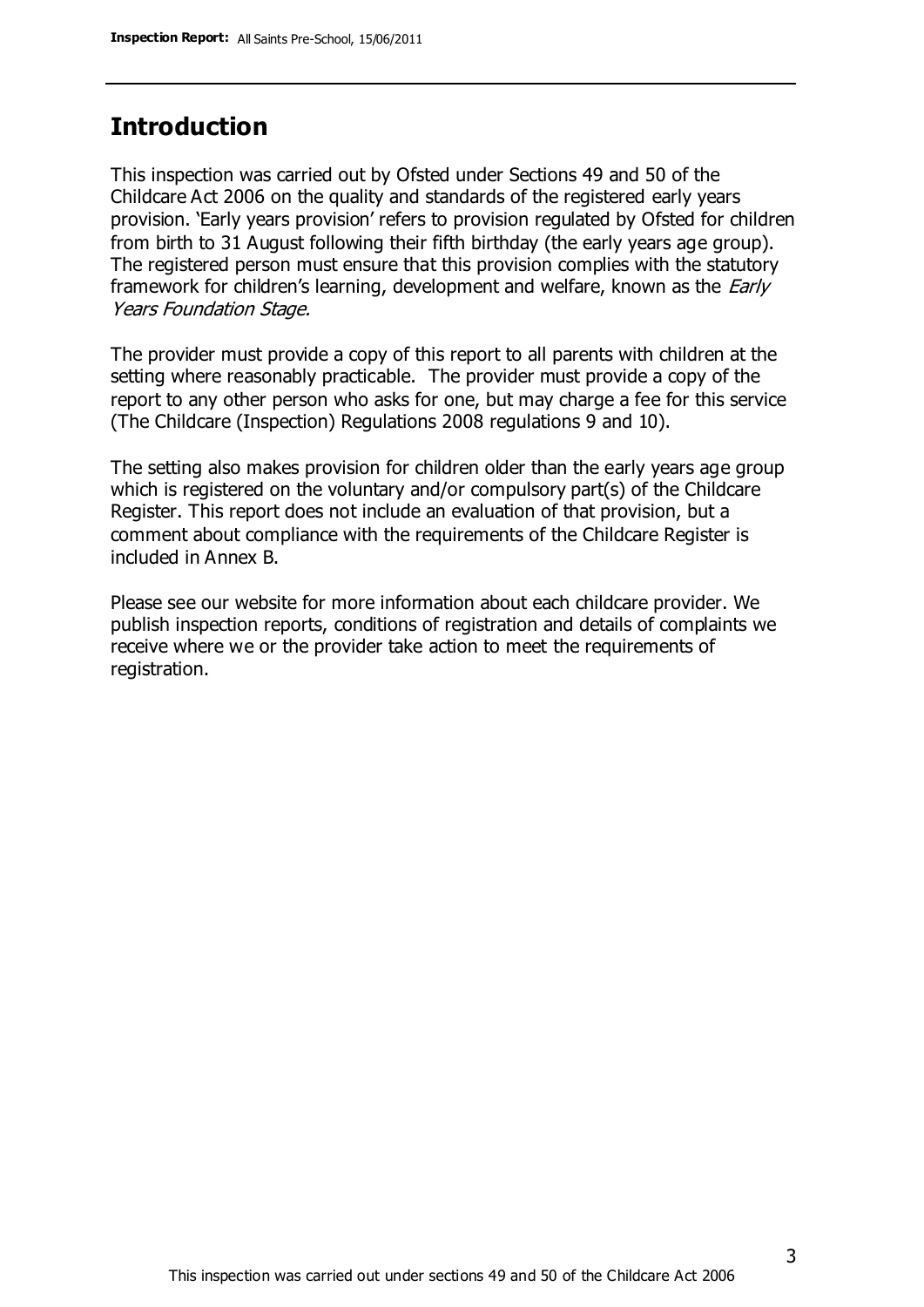## Introduction

This inspection was carried out by Ofsted under Sections 49 and 50 of the Childcare Act 2006 on the quality and standards of the registered early years provision. 'Early years provision' refers to provision regulated by Ofsted for children from birth to 31 August following their fifth birthday (the early years age group). The registered person must ensure that this provision complies with the statutory framework for children's learning, development and welfare, known as the *Early Years Foundation Stage.*

The provider must provide a copy of this report to all parents with children at the setting where reasonably practicable. The provider must provide a copy of the report to any other person who asks for one, but may charge a fee for this service (The Childcare (Inspection) Regulations 2008 regulations 9 and 10).

The setting also makes provision for children older than the early years age group which is registered on the voluntary and/or compulsory part(s) of the Childcare Register. This report does not include an evaluation of that provision, but a comment about compliance with the requirements of the Childcare Register is included in Annex B.

Please see our website for more information about each childcare provider. We publish inspection reports, conditions of registration and details of complaints we receive where we or the provider take action to meet the requirements of registration.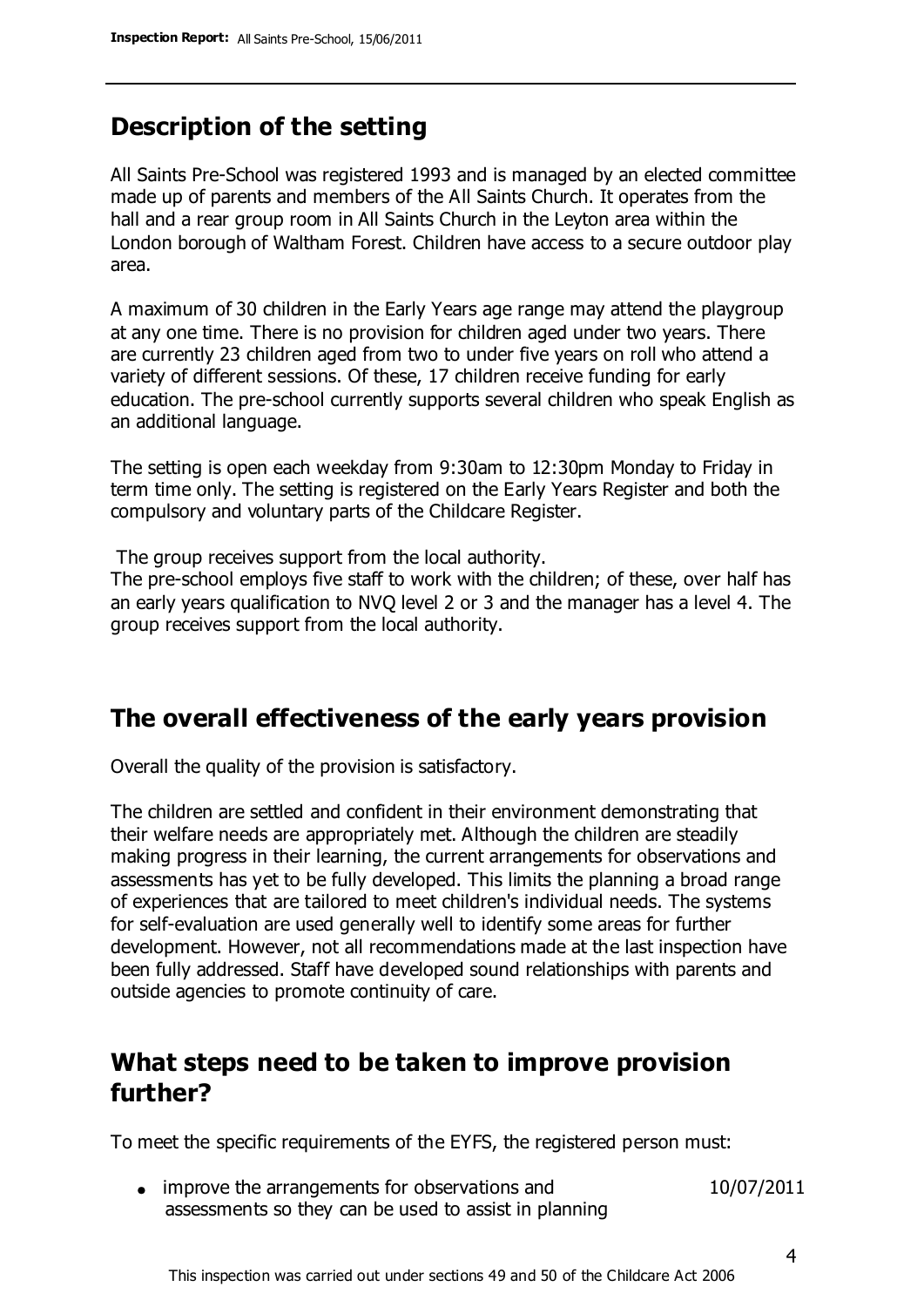## Description of the setting

All Saints Pre-School was registered 1993 and is managed by an elected committee made up of parents and members of the All Saints Church. It operates from the hall and a rear group room in All Saints Church in the Leyton area within the London borough of Waltham Forest. Children have access to a secure outdoor play area.

A maximum of 30 children in the Early Years age range may attend the playgroup at any one time. There is no provision for children aged under two years. There are currently 23 children aged from two to under five years on roll who attend a variety of different sessions. Of these, 17 children receive funding for early education. The pre-school currently supports several children who speak English as an additional language.

The setting is open each weekday from 9:30am to 12:30pm Monday to Friday in term time only. The setting is registered on the Early Years Register and both the compulsory and voluntary parts of the Childcare Register.

The group receives support from the local authority.
The pre-school employs five staff to work with the children; of these, over half has an early years qualification to NVQ level 2 or 3 and the manager has a level 4. The group receives support from the local authority.

## The overall effectiveness of the early years provision

Overall the quality of the provision is satisfactory.

The children are settled and confident in their environment demonstrating that their welfare needs are appropriately met. Although the children are steadily making progress in their learning, the current arrangements for observations and assessments has yet to be fully developed. This limits the planning a broad range of experiences that are tailored to meet children's individual needs. The systems for self-evaluation are used generally well to identify some areas for further development. However, not all recommendations made at the last inspection have been fully addressed. Staff have developed sound relationships with parents and outside agencies to promote continuity of care.

## What steps need to be taken to improve provision further?

To meet the specific requirements of the EYFS, the registered person must:

- improve the arrangements for observations and assessments so they can be used to assist in planning — 10/07/2011

This inspection was carried out under sections 49 and 50 of the Childcare Act 2006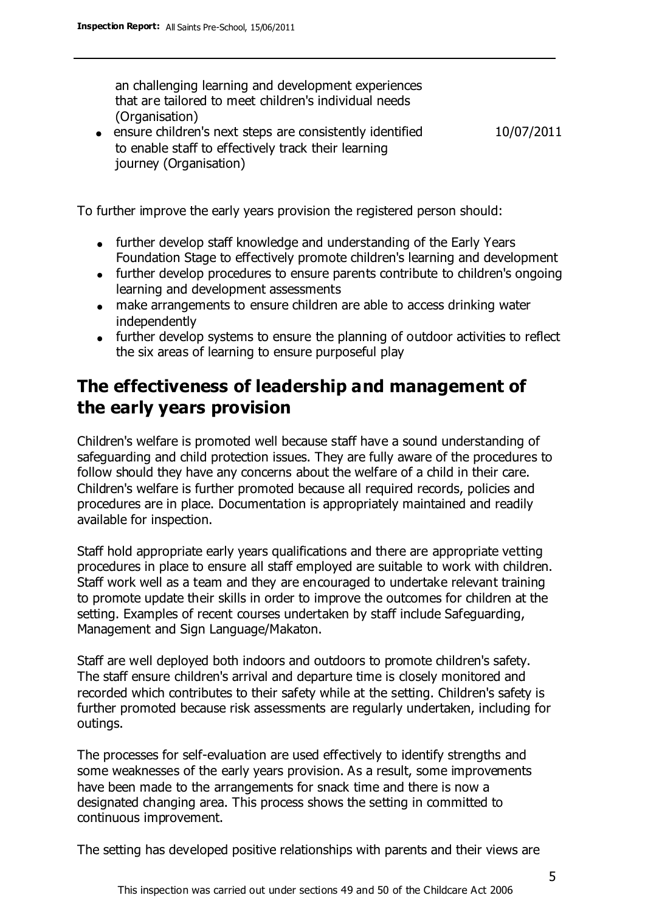an challenging learning and development experiences that are tailored to meet children's individual needs (Organisation)

- ensure children's next steps are consistently identified to enable staff to effectively track their learning journey (Organisation) — 10/07/2011

To further improve the early years provision the registered person should:

- further develop staff knowledge and understanding of the Early Years Foundation Stage to effectively promote children's learning and development
- further develop procedures to ensure parents contribute to children's ongoing learning and development assessments
- make arrangements to ensure children are able to access drinking water independently
- further develop systems to ensure the planning of outdoor activities to reflect the six areas of learning to ensure purposeful play

## The effectiveness of leadership and management of the early years provision

Children's welfare is promoted well because staff have a sound understanding of safeguarding and child protection issues. They are fully aware of the procedures to follow should they have any concerns about the welfare of a child in their care. Children's welfare is further promoted because all required records, policies and procedures are in place. Documentation is appropriately maintained and readily available for inspection.

Staff hold appropriate early years qualifications and there are appropriate vetting procedures in place to ensure all staff employed are suitable to work with children. Staff work well as a team and they are encouraged to undertake relevant training to promote update their skills in order to improve the outcomes for children at the setting. Examples of recent courses undertaken by staff include Safeguarding, Management and Sign Language/Makaton.

Staff are well deployed both indoors and outdoors to promote children's safety. The staff ensure children's arrival and departure time is closely monitored and recorded which contributes to their safety while at the setting. Children's safety is further promoted because risk assessments are regularly undertaken, including for outings.

The processes for self-evaluation are used effectively to identify strengths and some weaknesses of the early years provision. As a result, some improvements have been made to the arrangements for snack time and there is now a designated changing area. This process shows the setting in committed to continuous improvement.

The setting has developed positive relationships with parents and their views are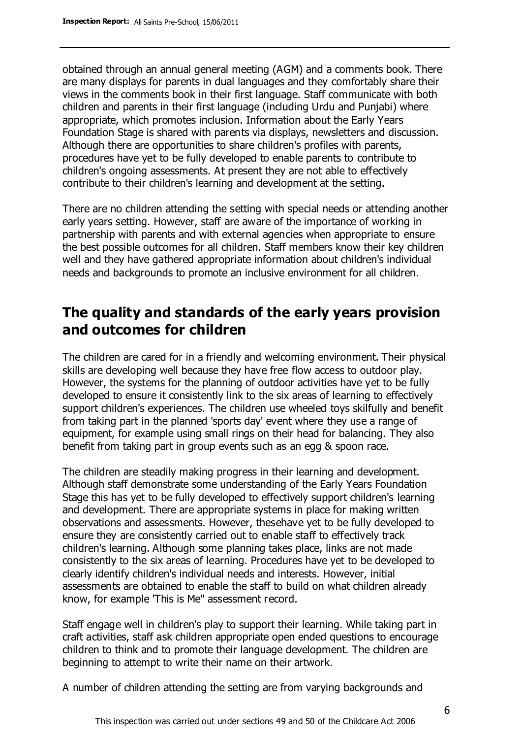obtained through an annual general meeting (AGM) and a comments book. There are many displays for parents in dual languages and they comfortably share their views in the comments book in their first language. Staff communicate with both children and parents in their first language (including Urdu and Punjabi) where appropriate, which promotes inclusion. Information about the Early Years Foundation Stage is shared with parents via displays, newsletters and discussion. Although there are opportunities to share children's profiles with parents, procedures have yet to be fully developed to enable parents to contribute to children's ongoing assessments. At present they are not able to effectively contribute to their children's learning and development at the setting.

There are no children attending the setting with special needs or attending another early years setting. However, staff are aware of the importance of working in partnership with parents and with external agencies when appropriate to ensure the best possible outcomes for all children. Staff members know their key children well and they have gathered appropriate information about children's individual needs and backgrounds to promote an inclusive environment for all children.

## The quality and standards of the early years provision and outcomes for children

The children are cared for in a friendly and welcoming environment. Their physical skills are developing well because they have free flow access to outdoor play. However, the systems for the planning of outdoor activities have yet to be fully developed to ensure it consistently link to the six areas of learning to effectively support children's experiences. The children use wheeled toys skilfully and benefit from taking part in the planned 'sports day' event where they use a range of equipment, for example using small rings on their head for balancing. They also benefit from taking part in group events such as an egg & spoon race.

The children are steadily making progress in their learning and development. Although staff demonstrate some understanding of the Early Years Foundation Stage this has yet to be fully developed to effectively support children's learning and development. There are appropriate systems in place for making written observations and assessments. However, thesehave yet to be fully developed to ensure they are consistently carried out to enable staff to effectively track children's learning. Although some planning takes place, links are not made consistently to the six areas of learning. Procedures have yet to be developed to clearly identify children's individual needs and interests. However, initial assessments are obtained to enable the staff to build on what children already know, for example 'This is Me" assessment record.

Staff engage well in children's play to support their learning. While taking part in craft activities, staff ask children appropriate open ended questions to encourage children to think and to promote their language development. The children are beginning to attempt to write their name on their artwork.

A number of children attending the setting are from varying backgrounds and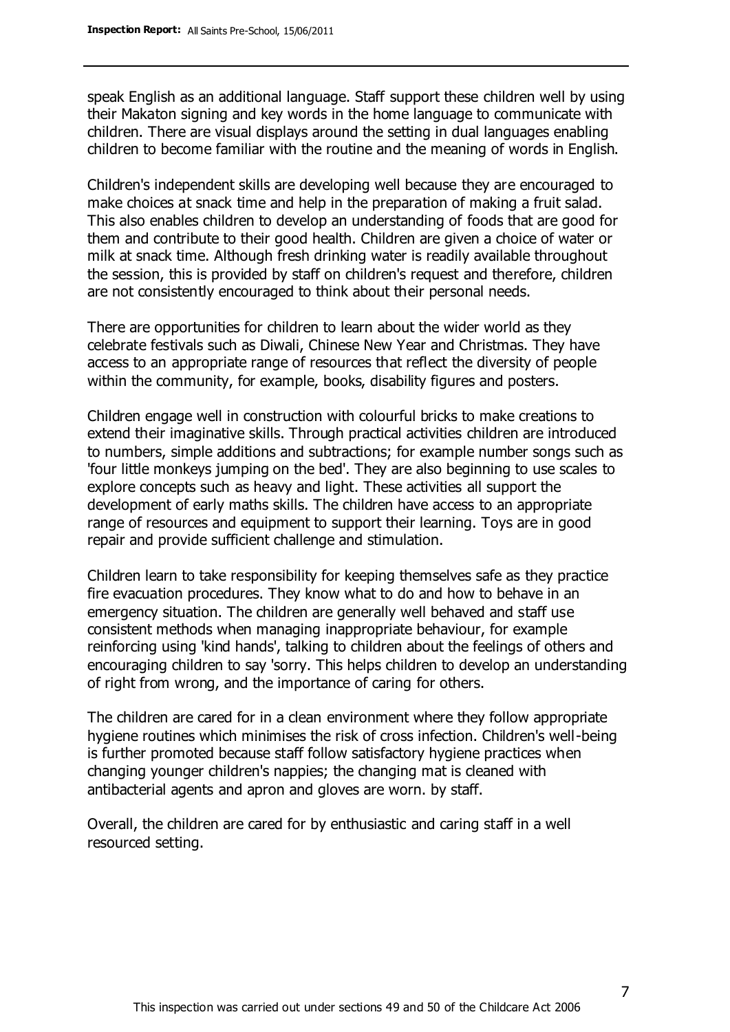speak English as an additional language. Staff support these children well by using their Makaton signing and key words in the home language to communicate with children. There are visual displays around the setting in dual languages enabling children to become familiar with the routine and the meaning of words in English.

Children's independent skills are developing well because they are encouraged to make choices at snack time and help in the preparation of making a fruit salad. This also enables children to develop an understanding of foods that are good for them and contribute to their good health. Children are given a choice of water or milk at snack time. Although fresh drinking water is readily available throughout the session, this is provided by staff on children's request and therefore, children are not consistently encouraged to think about their personal needs.

There are opportunities for children to learn about the wider world as they celebrate festivals such as Diwali, Chinese New Year and Christmas. They have access to an appropriate range of resources that reflect the diversity of people within the community, for example, books, disability figures and posters.

Children engage well in construction with colourful bricks to make creations to extend their imaginative skills. Through practical activities children are introduced to numbers, simple additions and subtractions; for example number songs such as 'four little monkeys jumping on the bed'. They are also beginning to use scales to explore concepts such as heavy and light. These activities all support the development of early maths skills. The children have access to an appropriate range of resources and equipment to support their learning. Toys are in good repair and provide sufficient challenge and stimulation.

Children learn to take responsibility for keeping themselves safe as they practice fire evacuation procedures. They know what to do and how to behave in an emergency situation. The children are generally well behaved and staff use consistent methods when managing inappropriate behaviour, for example reinforcing using 'kind hands', talking to children about the feelings of others and encouraging children to say 'sorry. This helps children to develop an understanding of right from wrong, and the importance of caring for others.

The children are cared for in a clean environment where they follow appropriate hygiene routines which minimises the risk of cross infection. Children's well-being is further promoted because staff follow satisfactory hygiene practices when changing younger children's nappies; the changing mat is cleaned with antibacterial agents and apron and gloves are worn. by staff.

Overall, the children are cared for by enthusiastic and caring staff in a well resourced setting.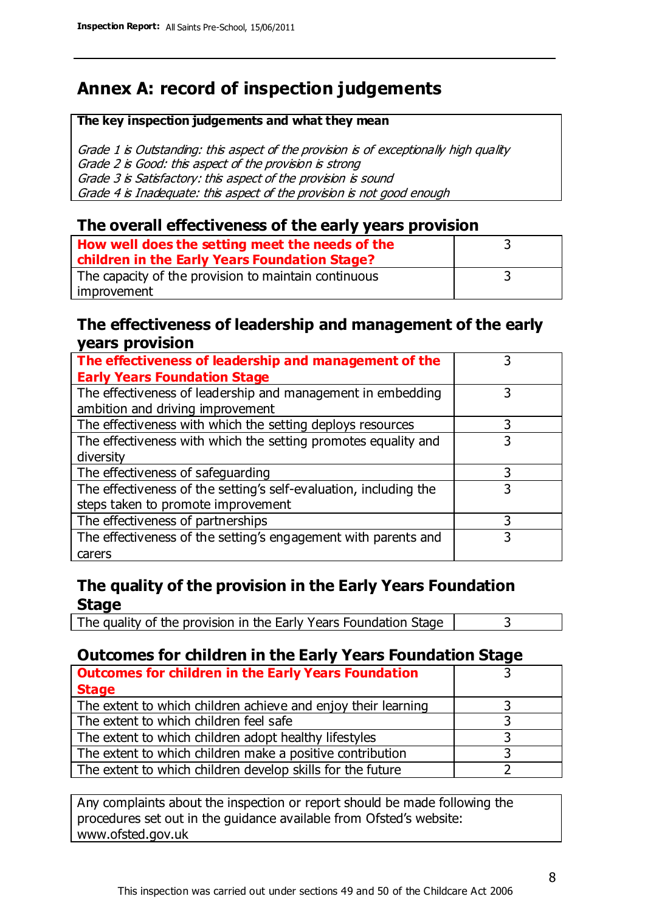# Annex A: record of inspection judgements

| The key inspection judgements and what they mean |
|---|
| *Grade 1 is Outstanding: this aspect of the provision is of exceptionally high quality*<br>*Grade 2 is Good: this aspect of the provision is strong*<br>*Grade 3 is Satisfactory: this aspect of the provision is sound*<br>*Grade 4 is Inadequate: this aspect of the provision is not good enough* |

## The overall effectiveness of the early years provision

| | |
|---|---|
| **How well does the setting meet the needs of the children in the Early Years Foundation Stage?** | 3 |
| The capacity of the provision to maintain continuous improvement | 3 |

## The effectiveness of leadership and management of the early years provision

| | |
|---|---|
| **The effectiveness of leadership and management of the Early Years Foundation Stage** | 3 |
| The effectiveness of leadership and management in embedding ambition and driving improvement | 3 |
| The effectiveness with which the setting deploys resources | 3 |
| The effectiveness with which the setting promotes equality and diversity | 3 |
| The effectiveness of safeguarding | 3 |
| The effectiveness of the setting's self-evaluation, including the steps taken to promote improvement | 3 |
| The effectiveness of partnerships | 3 |
| The effectiveness of the setting's engagement with parents and carers | 3 |

## The quality of the provision in the Early Years Foundation Stage

| | |
|---|---|
| The quality of the provision in the Early Years Foundation Stage | 3 |

## Outcomes for children in the Early Years Foundation Stage

| | |
|---|---|
| **Outcomes for children in the Early Years Foundation Stage** | 3 |
| The extent to which children achieve and enjoy their learning | 3 |
| The extent to which children feel safe | 3 |
| The extent to which children adopt healthy lifestyles | 3 |
| The extent to which children make a positive contribution | 3 |
| The extent to which children develop skills for the future | 2 |

Any complaints about the inspection or report should be made following the procedures set out in the guidance available from Ofsted's website: www.ofsted.gov.uk

This inspection was carried out under sections 49 and 50 of the Childcare Act 2006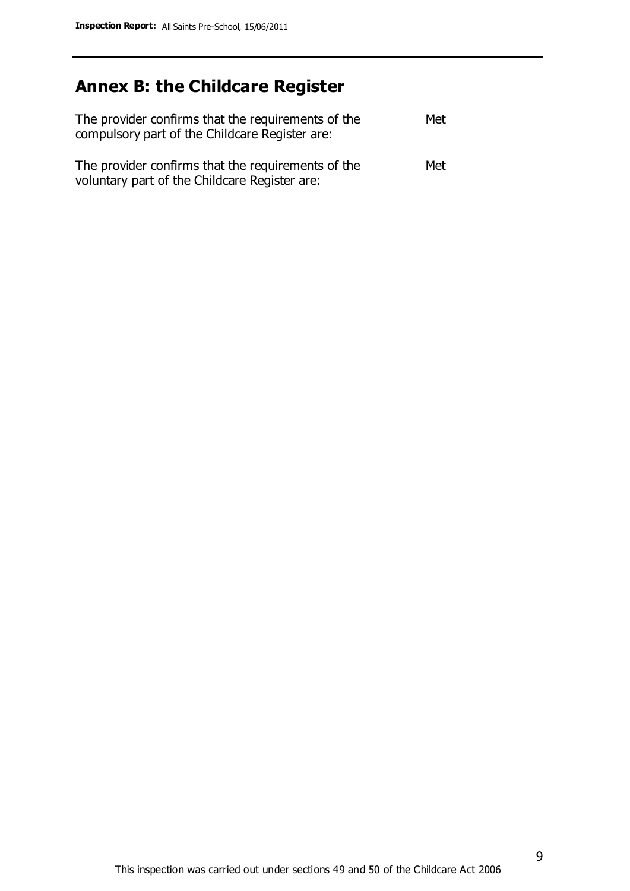## Annex B: the Childcare Register

| | |
|---|---|
| The provider confirms that the requirements of the compulsory part of the Childcare Register are: | Met |
| The provider confirms that the requirements of the voluntary part of the Childcare Register are: | Met |

This inspection was carried out under sections 49 and 50 of the Childcare Act 2006